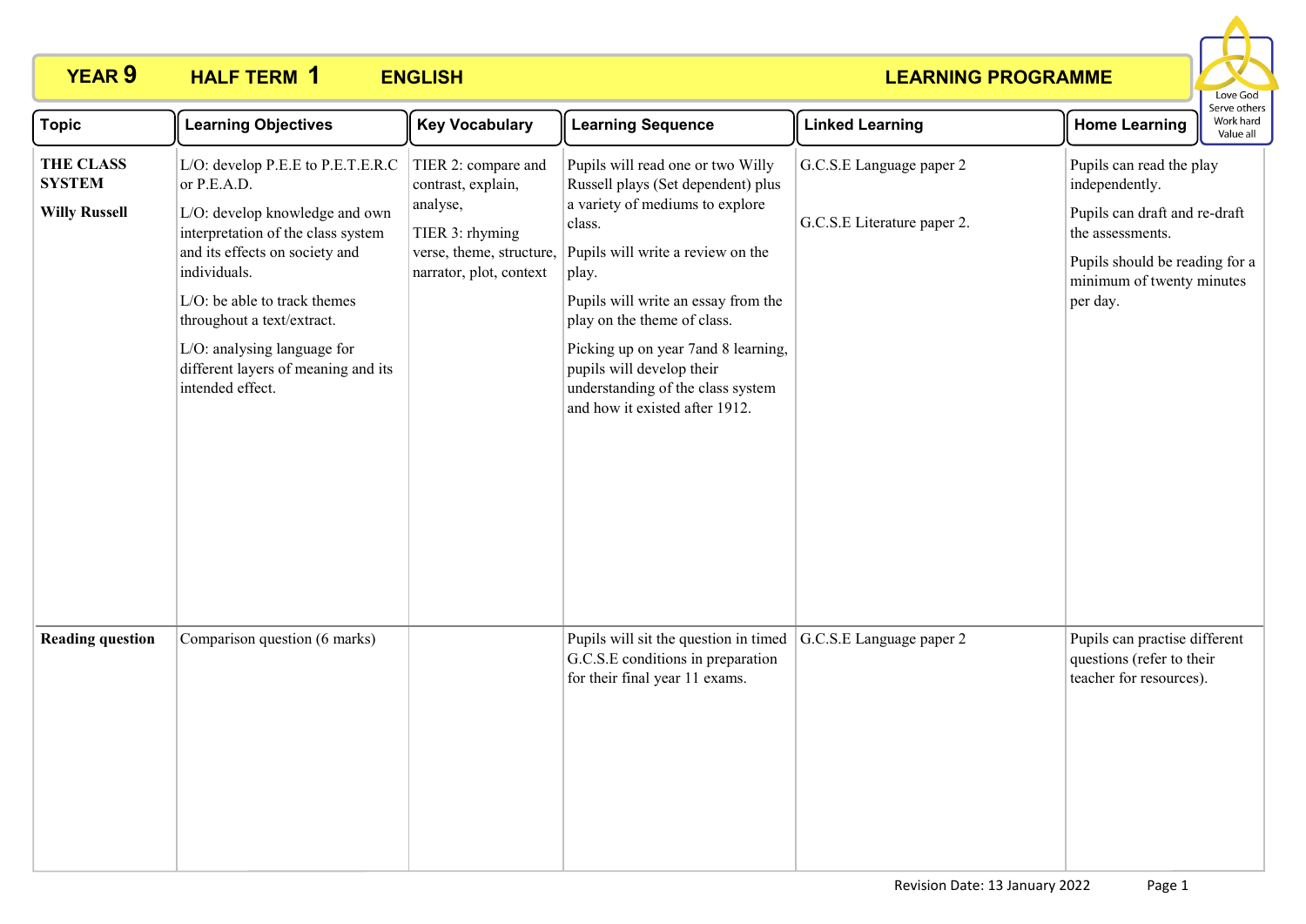# YEAR 9 HALF TERM 1 ENGLISH LEARNING PROGRAMME

Love God
Serve others
Work hard
Value all

| Topic | Learning Objectives | Key Vocabulary | Learning Sequence | Linked Learning | Home Learning |
|---|---|---|---|---|---|
| **THE CLASS SYSTEM**<br><br>**Willy Russell** | L/O: develop P.E.E to P.E.T.E.R.C or P.E.A.D.<br><br>L/O: develop knowledge and own interpretation of the class system and its effects on society and individuals.<br><br>L/O: be able to track themes throughout a text/extract.<br><br>L/O: analysing language for different layers of meaning and its intended effect. | TIER 2: compare and contrast, explain, analyse,<br><br>TIER 3: rhyming verse, theme, structure, narrator, plot, context | Pupils will read one or two Willy Russell plays (Set dependent) plus a variety of mediums to explore class.<br><br>Pupils will write a review on the play.<br><br>Pupils will write an essay from the play on the theme of class.<br><br>Picking up on year 7and 8 learning, pupils will develop their understanding of the class system and how it existed after 1912. | G.C.S.E Language paper 2<br><br>G.C.S.E Literature paper 2. | Pupils can read the play independently.<br><br>Pupils can draft and re-draft the assessments.<br><br>Pupils should be reading for a minimum of twenty minutes per day. |
| **Reading question** | Comparison question (6 marks) | | Pupils will sit the question in timed G.C.S.E conditions in preparation for their final year 11 exams. | G.C.S.E Language paper 2 | Pupils can practise different questions (refer to their teacher for resources). |

Revision Date: 13 January 2022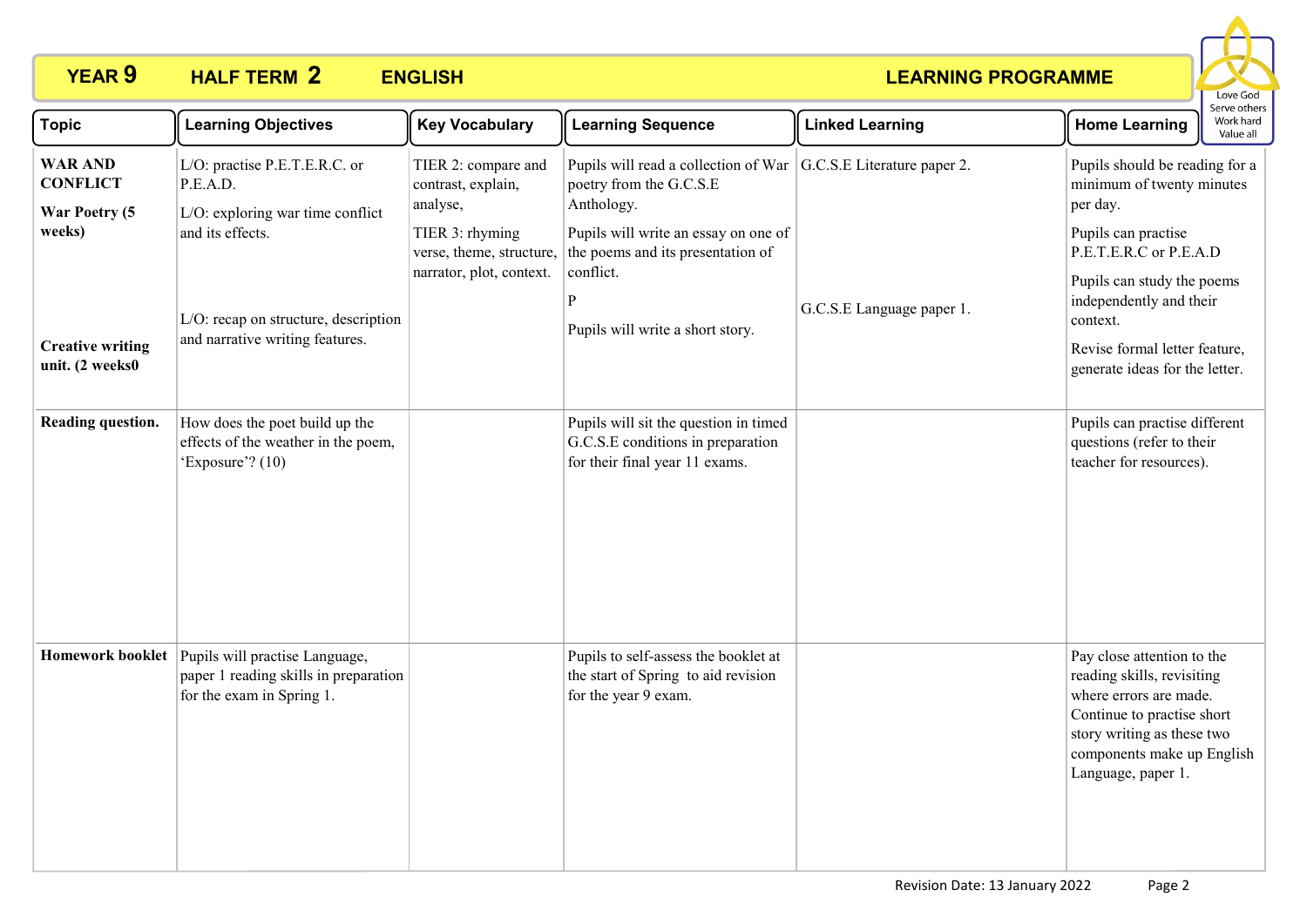**YEAR 9** **HALF TERM 2** **ENGLISH** **LEARNING PROGRAMME**

Love God
Serve others
Work hard
Value all

| Topic | Learning Objectives | Key Vocabulary | Learning Sequence | Linked Learning | Home Learning |
|---|---|---|---|---|---|
| **WAR AND CONFLICT**<br>**War Poetry (5 weeks)**<br><br>**Creative writing unit. (2 weeks0** | L/O: practise P.E.T.E.R.C. or P.E.A.D.<br>L/O: exploring war time conflict and its effects.<br><br>L/O: recap on structure, description and narrative writing features. | TIER 2: compare and contrast, explain, analyse,<br>TIER 3: rhyming verse, theme, structure, narrator, plot, context. | Pupils will read a collection of War poetry from the G.C.S.E Anthology.<br>Pupils will write an essay on one of the poems and its presentation of conflict.<br>P<br>Pupils will write a short story. | G.C.S.E Literature paper 2.<br><br>G.C.S.E Language paper 1. | Pupils should be reading for a minimum of twenty minutes per day.<br>Pupils can practise P.E.T.E.R.C or P.E.A.D<br>Pupils can study the poems independently and their context.<br>Revise formal letter feature, generate ideas for the letter. |
| **Reading question.** | How does the poet build up the effects of the weather in the poem, 'Exposure'? (10) | | Pupils will sit the question in timed G.C.S.E conditions in preparation for their final year 11 exams. | | Pupils can practise different questions (refer to their teacher for resources). |
| **Homework booklet** | Pupils will practise Language, paper 1 reading skills in preparation for the exam in Spring 1. | | Pupils to self-assess the booklet at the start of Spring to aid revision for the year 9 exam. | | Pay close attention to the reading skills, revisiting where errors are made. Continue to practise short story writing as these two components make up English Language, paper 1. |

Revision Date: 13 January 2022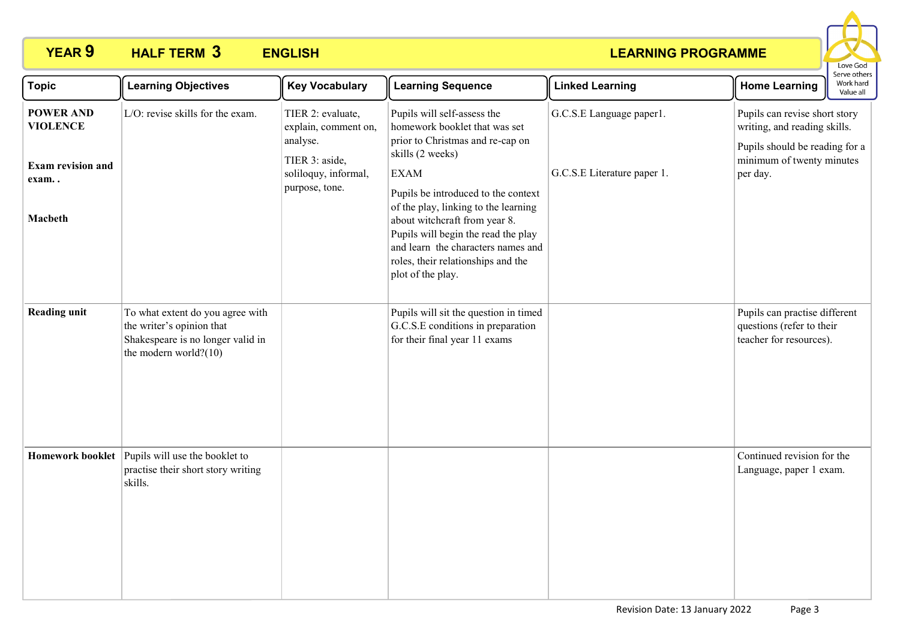**YEAR 9 HALF TERM 3 ENGLISH LEARNING PROGRAMME**

Love God
Serve others
Work hard
Value all

| Topic | Learning Objectives | Key Vocabulary | Learning Sequence | Linked Learning | Home Learning |
|---|---|---|---|---|---|
| **POWER AND VIOLENCE**<br><br>**Exam revision and exam. .**<br><br>**Macbeth** | L/O: revise skills for the exam. | TIER 2: evaluate, explain, comment on, analyse.<br>TIER 3: aside, soliloquy, informal, purpose, tone. | Pupils will self-assess the homework booklet that was set prior to Christmas and re-cap on skills (2 weeks)<br>EXAM<br>Pupils be introduced to the context of the play, linking to the learning about witchcraft from year 8. Pupils will begin the read the play and learn the characters names and roles, their relationships and the plot of the play. | G.C.S.E Language paper1.<br><br>G.C.S.E Literature paper 1. | Pupils can revise short story writing, and reading skills.<br>Pupils should be reading for a minimum of twenty minutes per day. |
| **Reading unit** | To what extent do you agree with the writer's opinion that Shakespeare is no longer valid in the modern world?(10) | | Pupils will sit the question in timed G.C.S.E conditions in preparation for their final year 11 exams | | Pupils can practise different questions (refer to their teacher for resources). |
| **Homework booklet** | Pupils will use the booklet to practise their short story writing skills. | | | | Continued revision for the Language, paper 1 exam. |

Revision Date: 13 January 2022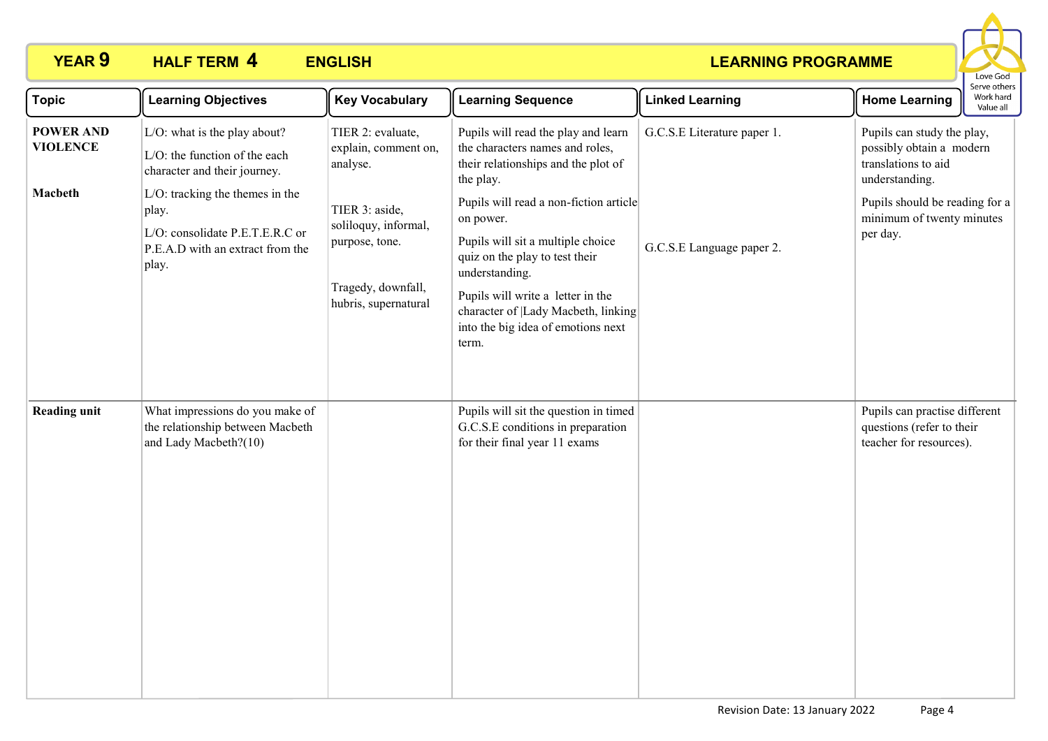# YEAR 9 HALF TERM 4 ENGLISH LEARNING PROGRAMME

Love God
Serve others
Work hard
Value all

| Topic | Learning Objectives | Key Vocabulary | Learning Sequence | Linked Learning | Home Learning |
|---|---|---|---|---|---|
| **POWER AND VIOLENCE**<br><br>**Macbeth** | L/O: what is the play about?<br>L/O: the function of the each character and their journey.<br>L/O: tracking the themes in the play.<br>L/O: consolidate P.E.T.E.R.C or P.E.A.D with an extract from the play. | TIER 2: evaluate, explain, comment on, analyse.<br><br>TIER 3: aside, soliloquy, informal, purpose, tone.<br><br>Tragedy, downfall, hubris, supernatural | Pupils will read the play and learn the characters names and roles, their relationships and the plot of the play.<br>Pupils will read a non-fiction article on power.<br>Pupils will sit a multiple choice quiz on the play to test their understanding.<br>Pupils will write a letter in the character of \|Lady Macbeth, linking into the big idea of emotions next term. | G.C.S.E Literature paper 1.<br><br>G.C.S.E Language paper 2. | Pupils can study the play, possibly obtain a modern translations to aid understanding.<br>Pupils should be reading for a minimum of twenty minutes per day. |
| **Reading unit** | What impressions do you make of the relationship between Macbeth and Lady Macbeth?(10) | | Pupils will sit the question in timed G.C.S.E conditions in preparation for their final year 11 exams | | Pupils can practise different questions (refer to their teacher for resources). |

Revision Date: 13 January 2022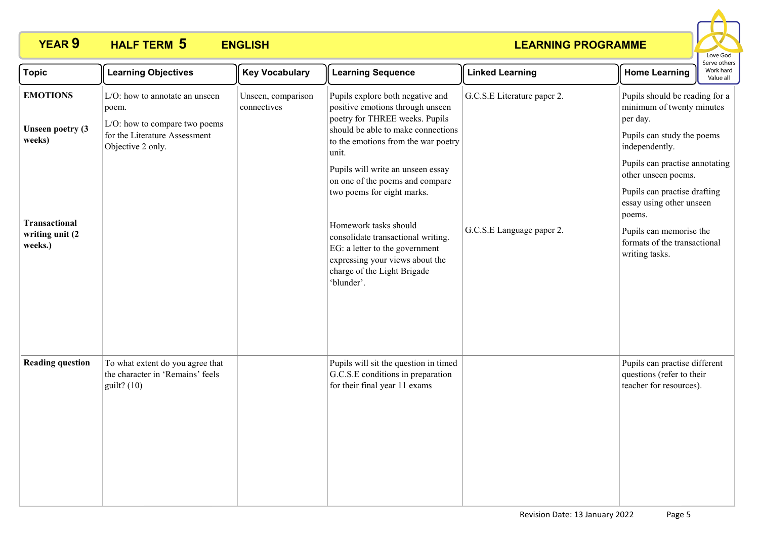# YEAR 9 HALF TERM 5 ENGLISH — LEARNING PROGRAMME

Love God
Serve others
Work hard
Value all

| Topic | Learning Objectives | Key Vocabulary | Learning Sequence | Linked Learning | Home Learning |
|---|---|---|---|---|---|
| **EMOTIONS**<br><br>**Unseen poetry (3 weeks)** | L/O: how to annotate an unseen poem.<br>L/O: how to compare two poems for the Literature Assessment Objective 2 only. | Unseen, comparison connectives | Pupils explore both negative and positive emotions through unseen poetry for THREE weeks. Pupils should be able to make connections to the emotions from the war poetry unit.<br>Pupils will write an unseen essay on one of the poems and compare two poems for eight marks. | G.C.S.E Literature paper 2. | Pupils should be reading for a minimum of twenty minutes per day.<br>Pupils can study the poems independently.<br>Pupils can practise annotating other unseen poems.<br>Pupils can practise drafting essay using other unseen poems. |
| **Transactional writing unit (2 weeks.)** | | | Homework tasks should consolidate transactional writing. EG: a letter to the government expressing your views about the charge of the Light Brigade 'blunder'. | G.C.S.E Language paper 2. | Pupils can memorise the formats of the transactional writing tasks. |
| **Reading question** | To what extent do you agree that the character in 'Remains' feels guilt? (10) | | Pupils will sit the question in timed G.C.S.E conditions in preparation for their final year 11 exams | | Pupils can practise different questions (refer to their teacher for resources). |

Revision Date: 13 January 2022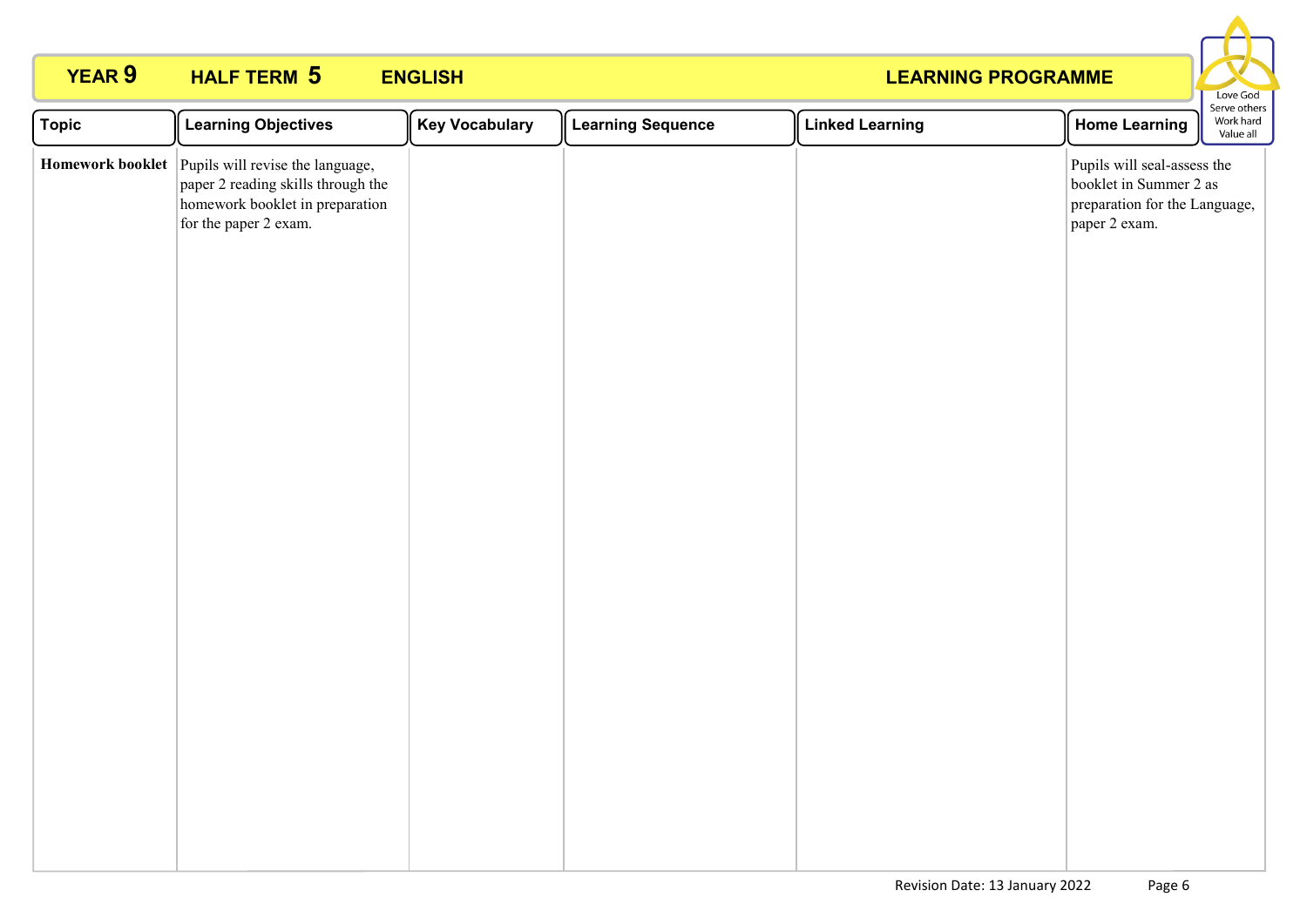**YEAR 9** **HALF TERM 5** **ENGLISH** **LEARNING PROGRAMME**

Love God
Serve others
Work hard
Value all

| Topic | Learning Objectives | Key Vocabulary | Learning Sequence | Linked Learning | Home Learning |
|---|---|---|---|---|---|
| **Homework booklet** | Pupils will revise the language, paper 2 reading skills through the homework booklet in preparation for the paper 2 exam. | | | | Pupils will seal-assess the booklet in Summer 2 as preparation for the Language, paper 2 exam. |

Revision Date: 13 January 2022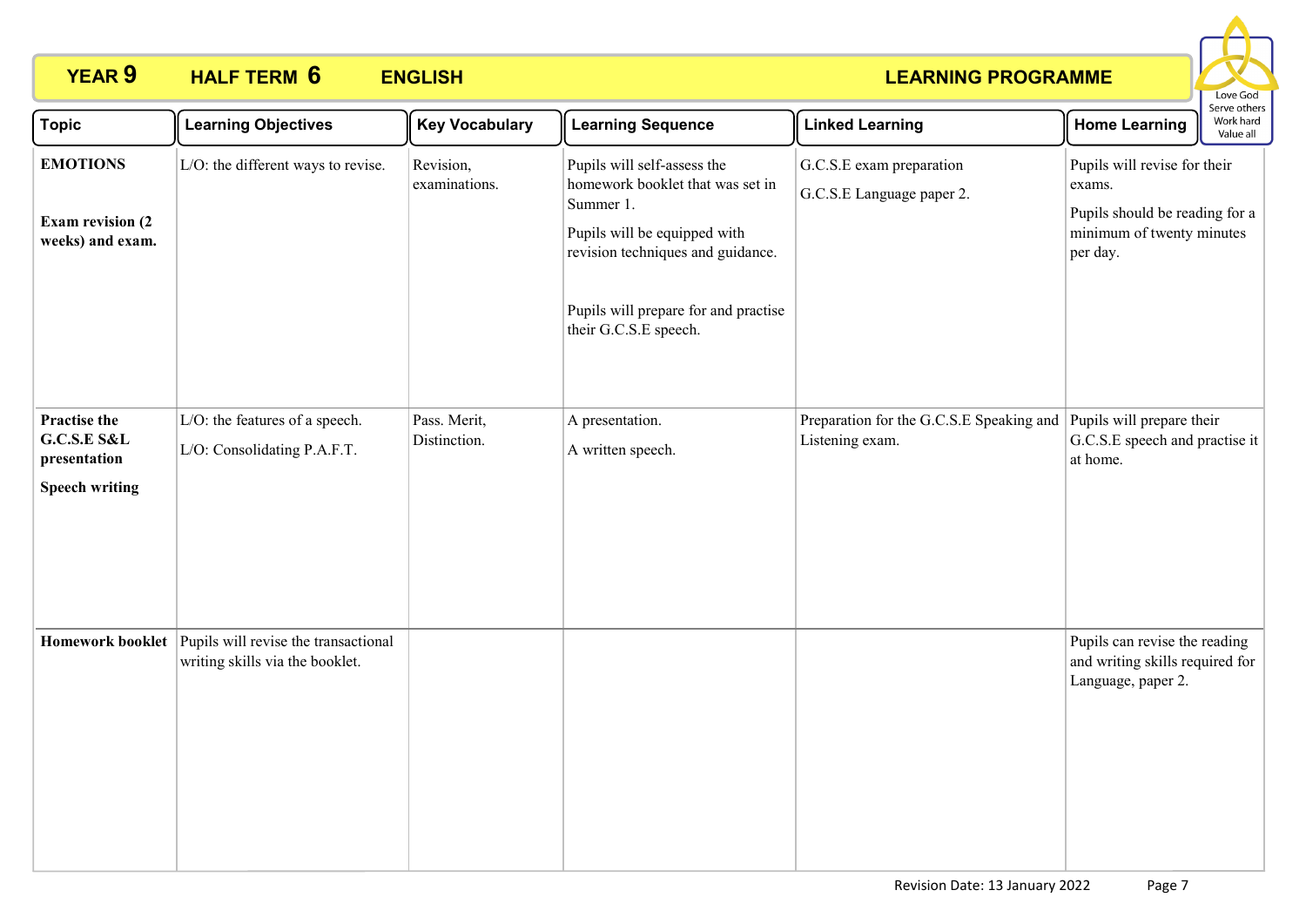# YEAR 9 HALF TERM 6 ENGLISH LEARNING PROGRAMME

Love God
Serve others
Work hard
Value all

| Topic | Learning Objectives | Key Vocabulary | Learning Sequence | Linked Learning | Home Learning |
|---|---|---|---|---|---|
| **EMOTIONS**<br><br>**Exam revision (2 weeks) and exam.** | L/O: the different ways to revise. | Revision, examinations. | Pupils will self-assess the homework booklet that was set in Summer 1.<br><br>Pupils will be equipped with revision techniques and guidance.<br><br>Pupils will prepare for and practise their G.C.S.E speech. | G.C.S.E exam preparation<br><br>G.C.S.E Language paper 2. | Pupils will revise for their exams.<br><br>Pupils should be reading for a minimum of twenty minutes per day. |
| **Practise the G.C.S.E S&L presentation**<br><br>**Speech writing** | L/O: the features of a speech.<br><br>L/O: Consolidating P.A.F.T. | Pass. Merit, Distinction. | A presentation.<br><br>A written speech. | Preparation for the G.C.S.E Speaking and Listening exam. | Pupils will prepare their G.C.S.E speech and practise it at home. |
| **Homework booklet** | Pupils will revise the transactional writing skills via the booklet. | | | | Pupils can revise the reading and writing skills required for Language, paper 2. |

Revision Date: 13 January 2022